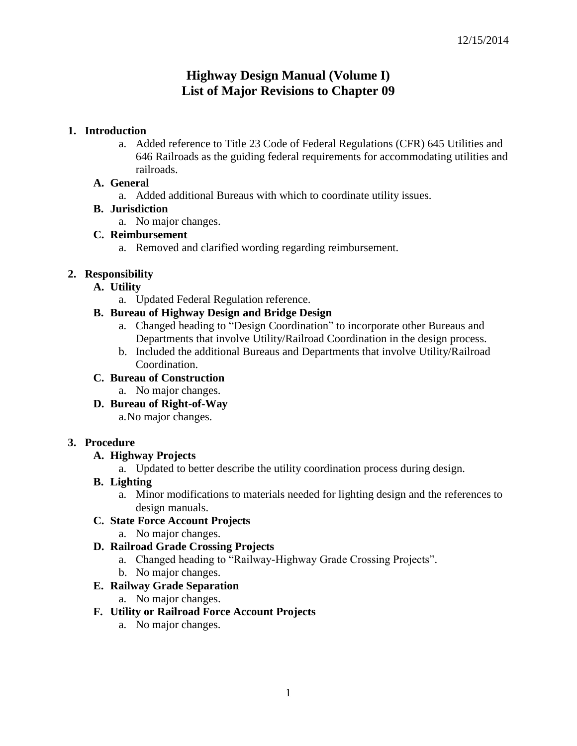12/15/2014

# Highway Design Manual (Volume I)
# List of Major Revisions to Chapter 09

**1. Introduction**

a. Added reference to Title 23 Code of Federal Regulations (CFR) 645 Utilities and 646 Railroads as the guiding federal requirements for accommodating utilities and railroads.

**A. General**

a. Added additional Bureaus with which to coordinate utility issues.

**B. Jurisdiction**

a. No major changes.

**C. Reimbursement**

a. Removed and clarified wording regarding reimbursement.

**2. Responsibility**

**A. Utility**

a. Updated Federal Regulation reference.

**B. Bureau of Highway Design and Bridge Design**

a. Changed heading to "Design Coordination" to incorporate other Bureaus and Departments that involve Utility/Railroad Coordination in the design process.

b. Included the additional Bureaus and Departments that involve Utility/Railroad Coordination.

**C. Bureau of Construction**

a. No major changes.

**D. Bureau of Right-of-Way**

a. No major changes.

**3. Procedure**

**A. Highway Projects**

a. Updated to better describe the utility coordination process during design.

**B. Lighting**

a. Minor modifications to materials needed for lighting design and the references to design manuals.

**C. State Force Account Projects**

a. No major changes.

**D. Railroad Grade Crossing Projects**

a. Changed heading to "Railway-Highway Grade Crossing Projects".

b. No major changes.

**E. Railway Grade Separation**

a. No major changes.

**F. Utility or Railroad Force Account Projects**

a. No major changes.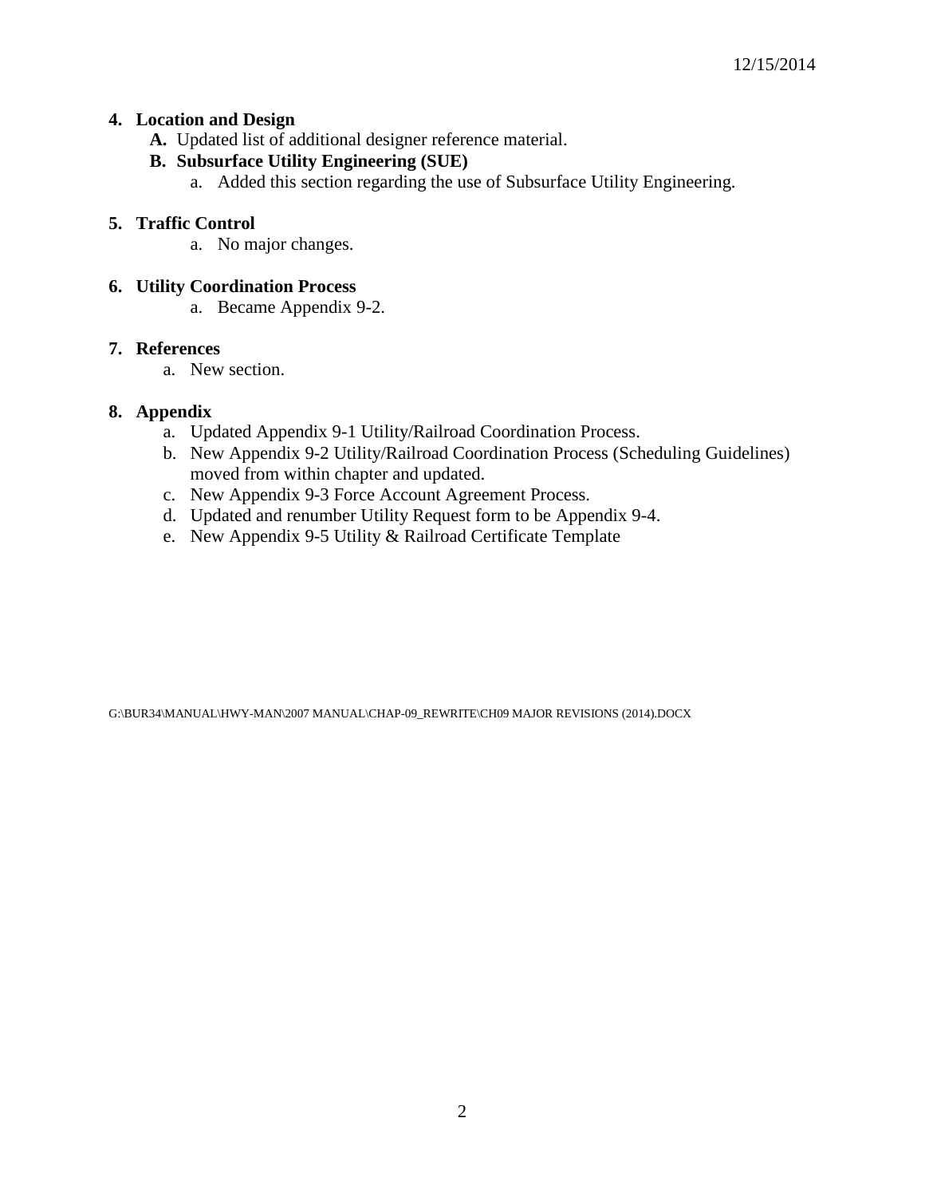**4. Location and Design**

- **A.** Updated list of additional designer reference material.
- **B. Subsurface Utility Engineering (SUE)**
  - a. Added this section regarding the use of Subsurface Utility Engineering.

**5. Traffic Control**

- a. No major changes.

**6. Utility Coordination Process**

- a. Became Appendix 9-2.

**7. References**

- a. New section.

**8. Appendix**

- a. Updated Appendix 9-1 Utility/Railroad Coordination Process.
- b. New Appendix 9-2 Utility/Railroad Coordination Process (Scheduling Guidelines) moved from within chapter and updated.
- c. New Appendix 9-3 Force Account Agreement Process.
- d. Updated and renumber Utility Request form to be Appendix 9-4.
- e. New Appendix 9-5 Utility & Railroad Certificate Template

G:\BUR34\MANUAL\HWY-MAN\2007 MANUAL\CHAP-09_REWRITE\CH09 MAJOR REVISIONS (2014).DOCX